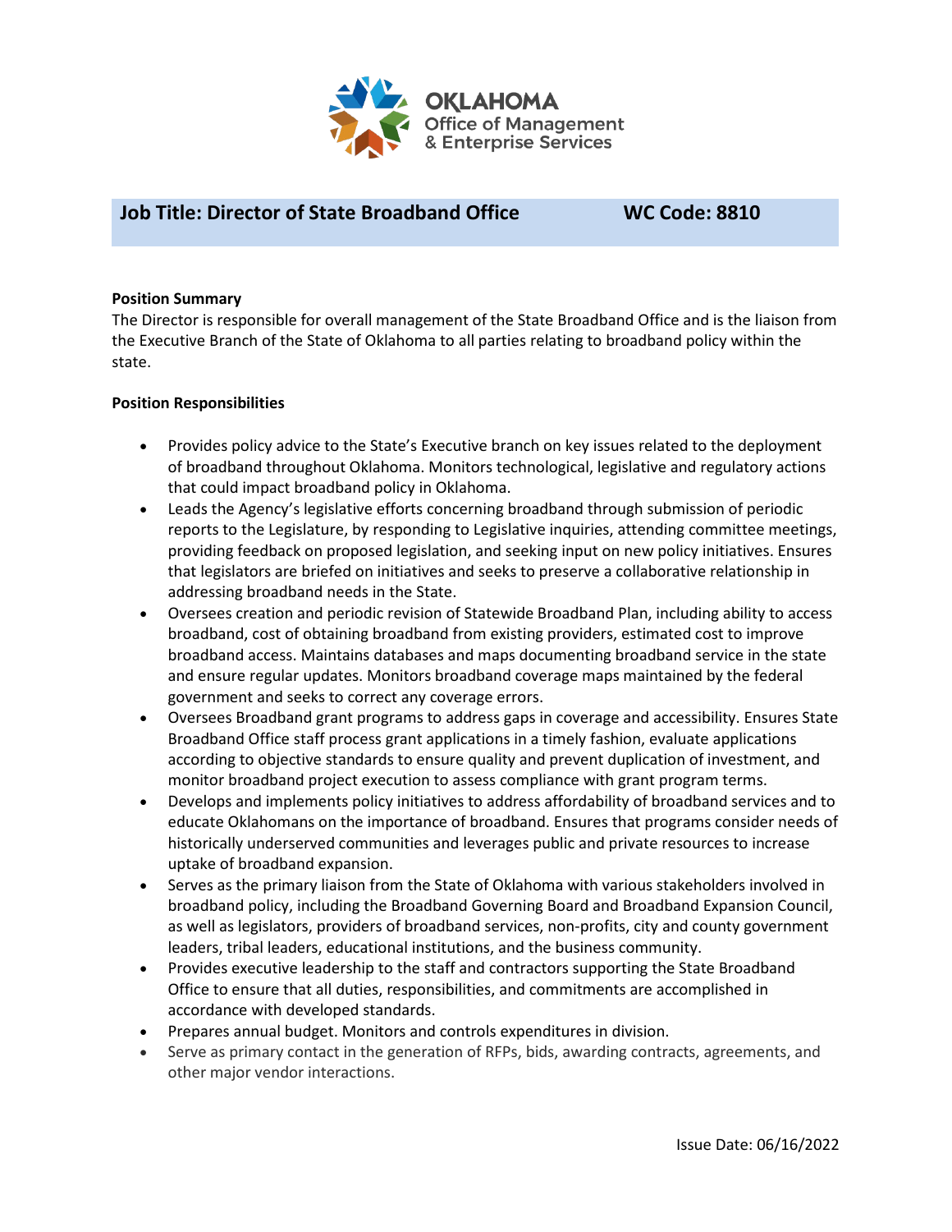OKLAHOMA
Office of Management
& Enterprise Services

## Job Title: Director of State Broadband Office WC Code: 8810

**Position Summary**

The Director is responsible for overall management of the State Broadband Office and is the liaison from the Executive Branch of the State of Oklahoma to all parties relating to broadband policy within the state.

**Position Responsibilities**

- Provides policy advice to the State's Executive branch on key issues related to the deployment of broadband throughout Oklahoma. Monitors technological, legislative and regulatory actions that could impact broadband policy in Oklahoma.
- Leads the Agency's legislative efforts concerning broadband through submission of periodic reports to the Legislature, by responding to Legislative inquiries, attending committee meetings, providing feedback on proposed legislation, and seeking input on new policy initiatives. Ensures that legislators are briefed on initiatives and seeks to preserve a collaborative relationship in addressing broadband needs in the State.
- Oversees creation and periodic revision of Statewide Broadband Plan, including ability to access broadband, cost of obtaining broadband from existing providers, estimated cost to improve broadband access. Maintains databases and maps documenting broadband service in the state and ensure regular updates. Monitors broadband coverage maps maintained by the federal government and seeks to correct any coverage errors.
- Oversees Broadband grant programs to address gaps in coverage and accessibility. Ensures State Broadband Office staff process grant applications in a timely fashion, evaluate applications according to objective standards to ensure quality and prevent duplication of investment, and monitor broadband project execution to assess compliance with grant program terms.
- Develops and implements policy initiatives to address affordability of broadband services and to educate Oklahomans on the importance of broadband. Ensures that programs consider needs of historically underserved communities and leverages public and private resources to increase uptake of broadband expansion.
- Serves as the primary liaison from the State of Oklahoma with various stakeholders involved in broadband policy, including the Broadband Governing Board and Broadband Expansion Council, as well as legislators, providers of broadband services, non-profits, city and county government leaders, tribal leaders, educational institutions, and the business community.
- Provides executive leadership to the staff and contractors supporting the State Broadband Office to ensure that all duties, responsibilities, and commitments are accomplished in accordance with developed standards.
- Prepares annual budget. Monitors and controls expenditures in division.
- Serve as primary contact in the generation of RFPs, bids, awarding contracts, agreements, and other major vendor interactions.

Issue Date: 06/16/2022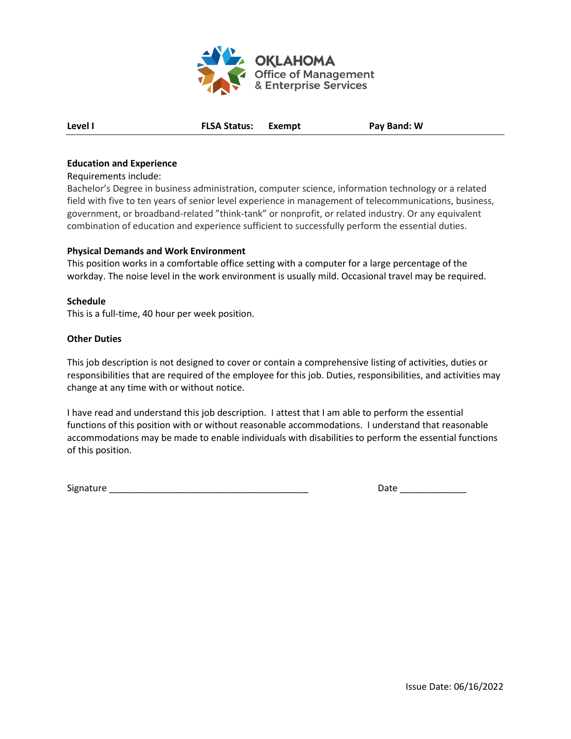OKLAHOMA
Office of Management
& Enterprise Services

| **Level I** | **FLSA Status: Exempt** | **Pay Band: W** |
|---|---|---|

**Education and Experience**

Requirements include:

Bachelor's Degree in business administration, computer science, information technology or a related field with five to ten years of senior level experience in management of telecommunications, business, government, or broadband-related "think-tank" or nonprofit, or related industry. Or any equivalent combination of education and experience sufficient to successfully perform the essential duties.

**Physical Demands and Work Environment**

This position works in a comfortable office setting with a computer for a large percentage of the workday. The noise level in the work environment is usually mild. Occasional travel may be required.

**Schedule**

This is a full-time, 40 hour per week position.

**Other Duties**

This job description is not designed to cover or contain a comprehensive listing of activities, duties or responsibilities that are required of the employee for this job. Duties, responsibilities, and activities may change at any time with or without notice.

I have read and understand this job description. I attest that I am able to perform the essential functions of this position with or without reasonable accommodations. I understand that reasonable accommodations may be made to enable individuals with disabilities to perform the essential functions of this position.

Signature ________________________________________ Date _____________

Issue Date: 06/16/2022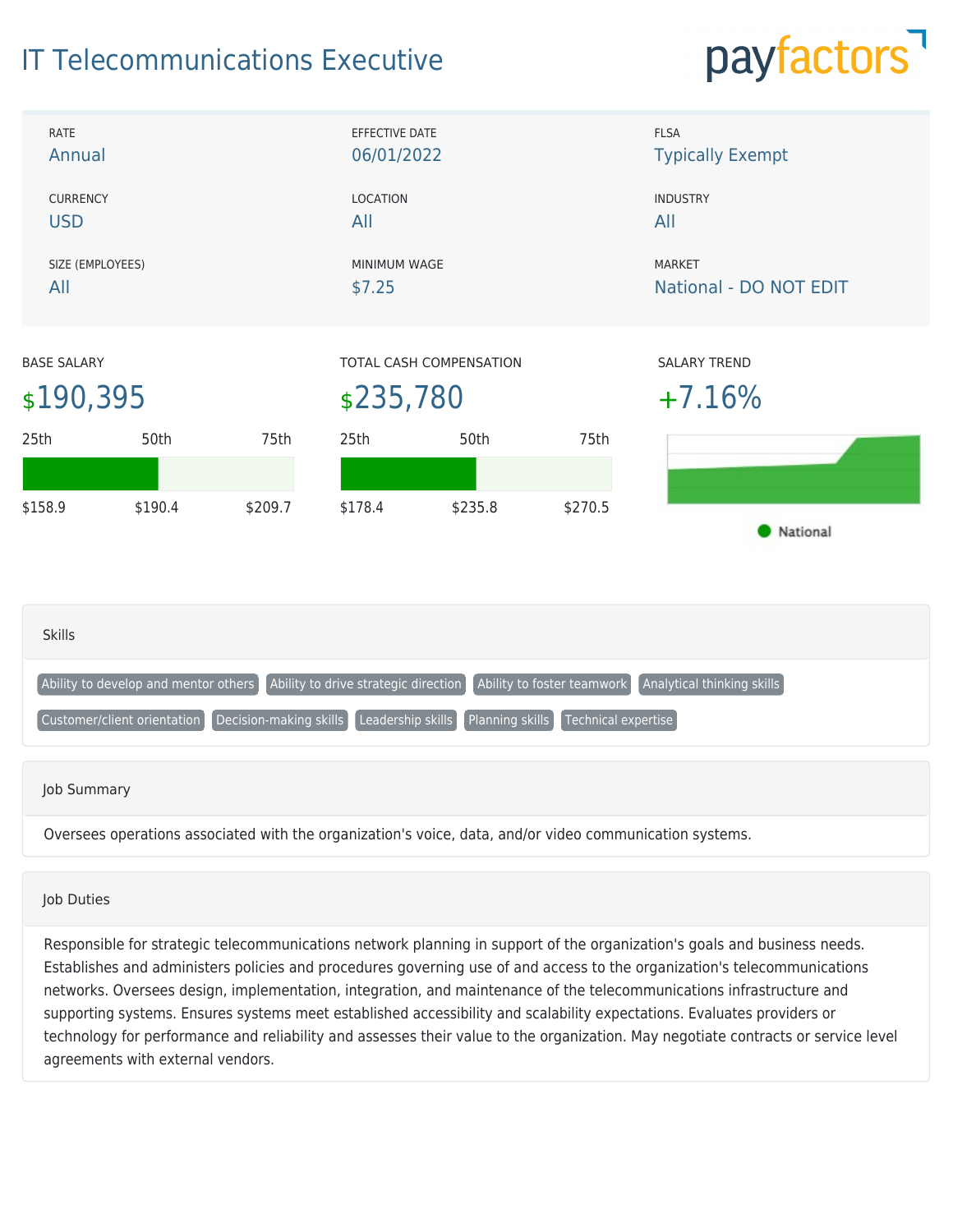# IT Telecommunications Executive

payfactors

| RATE | EFFECTIVE DATE | FLSA |
| --- | --- | --- |
| Annual | 06/01/2022 | Typically Exempt |
| **CURRENCY** | **LOCATION** | **INDUSTRY** |
| USD | All | All |
| **SIZE (EMPLOYEES)** | **MINIMUM WAGE** | **MARKET** |
| All | $7.25 | National - DO NOT EDIT |

**BASE SALARY**

$190,395

| 25th | 50th | 75th |
| --- | --- | --- |
| $158.9 | $190.4 | $209.7 |

**TOTAL CASH COMPENSATION**

$235,780

| 25th | 50th | 75th |
| --- | --- | --- |
| $178.4 | $235.8 | $270.5 |

**SALARY TREND**

+7.16%

National

## Skills

Ability to develop and mentor others, Ability to drive strategic direction, Ability to foster teamwork, Analytical thinking skills, Customer/client orientation, Decision-making skills, Leadership skills, Planning skills, Technical expertise

## Job Summary

Oversees operations associated with the organization's voice, data, and/or video communication systems.

## Job Duties

Responsible for strategic telecommunications network planning in support of the organization's goals and business needs. Establishes and administers policies and procedures governing use of and access to the organization's telecommunications networks. Oversees design, implementation, integration, and maintenance of the telecommunications infrastructure and supporting systems. Ensures systems meet established accessibility and scalability expectations. Evaluates providers or technology for performance and reliability and assesses their value to the organization. May negotiate contracts or service level agreements with external vendors.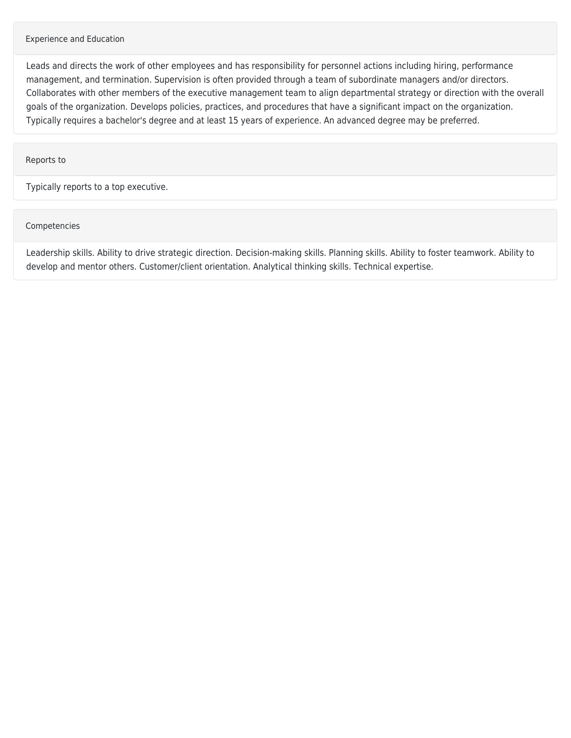## Experience and Education

Leads and directs the work of other employees and has responsibility for personnel actions including hiring, performance management, and termination. Supervision is often provided through a team of subordinate managers and/or directors. Collaborates with other members of the executive management team to align departmental strategy or direction with the overall goals of the organization. Develops policies, practices, and procedures that have a significant impact on the organization. Typically requires a bachelor's degree and at least 15 years of experience. An advanced degree may be preferred.

## Reports to

Typically reports to a top executive.

## Competencies

Leadership skills. Ability to drive strategic direction. Decision-making skills. Planning skills. Ability to foster teamwork. Ability to develop and mentor others. Customer/client orientation. Analytical thinking skills. Technical expertise.